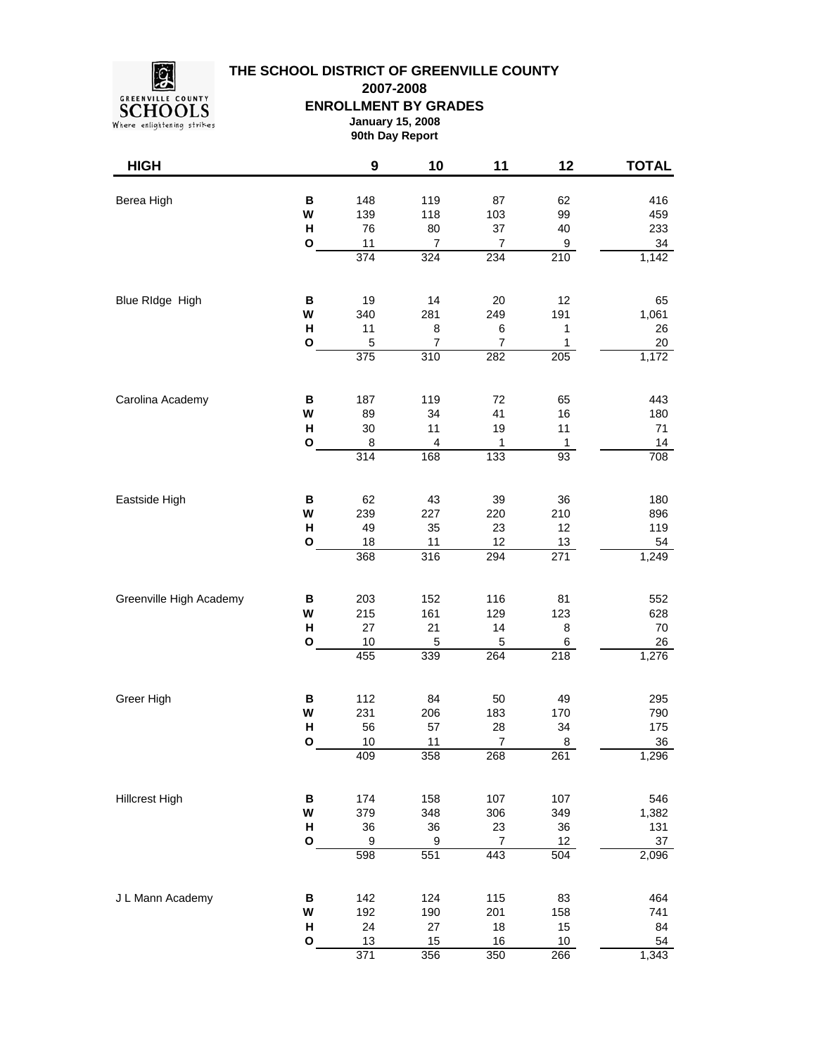# THE SCHOOL DISTRICT OF GREENVILLE COUNTY

## 2007-2008

## ENROLLMENT BY GRADES

**January 15, 2008**

**90th Day Report**

| HIGH | | 9 | 10 | 11 | 12 | TOTAL |
|---|---|---|---|---|---|---|
| Berea High | B | 148 | 119 | 87 | 62 | 416 |
| | W | 139 | 118 | 103 | 99 | 459 |
| | H | 76 | 80 | 37 | 40 | 233 |
| | O | 11 | 7 | 7 | 9 | 34 |
| | | 374 | 324 | 234 | 210 | 1,142 |
| Blue RIdge High | B | 19 | 14 | 20 | 12 | 65 |
| | W | 340 | 281 | 249 | 191 | 1,061 |
| | H | 11 | 8 | 6 | 1 | 26 |
| | O | 5 | 7 | 7 | 1 | 20 |
| | | 375 | 310 | 282 | 205 | 1,172 |
| Carolina Academy | B | 187 | 119 | 72 | 65 | 443 |
| | W | 89 | 34 | 41 | 16 | 180 |
| | H | 30 | 11 | 19 | 11 | 71 |
| | O | 8 | 4 | 1 | 1 | 14 |
| | | 314 | 168 | 133 | 93 | 708 |
| Eastside High | B | 62 | 43 | 39 | 36 | 180 |
| | W | 239 | 227 | 220 | 210 | 896 |
| | H | 49 | 35 | 23 | 12 | 119 |
| | O | 18 | 11 | 12 | 13 | 54 |
| | | 368 | 316 | 294 | 271 | 1,249 |
| Greenville High Academy | B | 203 | 152 | 116 | 81 | 552 |
| | W | 215 | 161 | 129 | 123 | 628 |
| | H | 27 | 21 | 14 | 8 | 70 |
| | O | 10 | 5 | 5 | 6 | 26 |
| | | 455 | 339 | 264 | 218 | 1,276 |
| Greer High | B | 112 | 84 | 50 | 49 | 295 |
| | W | 231 | 206 | 183 | 170 | 790 |
| | H | 56 | 57 | 28 | 34 | 175 |
| | O | 10 | 11 | 7 | 8 | 36 |
| | | 409 | 358 | 268 | 261 | 1,296 |
| Hillcrest High | B | 174 | 158 | 107 | 107 | 546 |
| | W | 379 | 348 | 306 | 349 | 1,382 |
| | H | 36 | 36 | 23 | 36 | 131 |
| | O | 9 | 9 | 7 | 12 | 37 |
| | | 598 | 551 | 443 | 504 | 2,096 |
| J L Mann Academy | B | 142 | 124 | 115 | 83 | 464 |
| | W | 192 | 190 | 201 | 158 | 741 |
| | H | 24 | 27 | 18 | 15 | 84 |
| | O | 13 | 15 | 16 | 10 | 54 |
| | | 371 | 356 | 350 | 266 | 1,343 |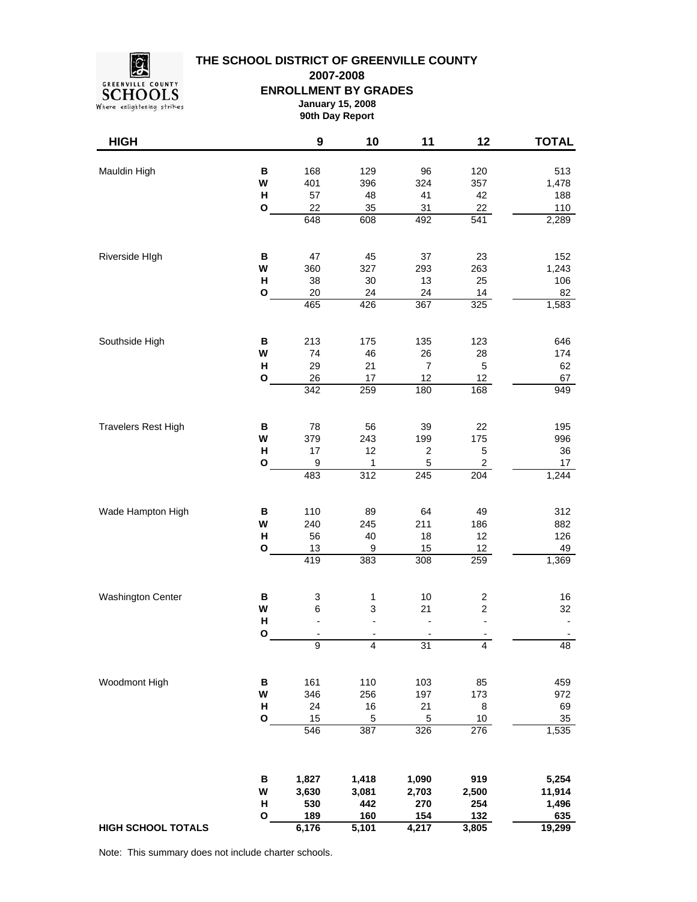**THE SCHOOL DISTRICT OF GREENVILLE COUNTY**

**2007-2008**

**ENROLLMENT BY GRADES**

**January 15, 2008**

**90th Day Report**

| HIGH | | 9 | 10 | 11 | 12 | TOTAL |
|---|---|---|---|---|---|---|
| Mauldin High | B | 168 | 129 | 96 | 120 | 513 |
| | W | 401 | 396 | 324 | 357 | 1,478 |
| | H | 57 | 48 | 41 | 42 | 188 |
| | O | 22 | 35 | 31 | 22 | 110 |
| | | 648 | 608 | 492 | 541 | 2,289 |
| Riverside HIgh | B | 47 | 45 | 37 | 23 | 152 |
| | W | 360 | 327 | 293 | 263 | 1,243 |
| | H | 38 | 30 | 13 | 25 | 106 |
| | O | 20 | 24 | 24 | 14 | 82 |
| | | 465 | 426 | 367 | 325 | 1,583 |
| Southside High | B | 213 | 175 | 135 | 123 | 646 |
| | W | 74 | 46 | 26 | 28 | 174 |
| | H | 29 | 21 | 7 | 5 | 62 |
| | O | 26 | 17 | 12 | 12 | 67 |
| | | 342 | 259 | 180 | 168 | 949 |
| Travelers Rest High | B | 78 | 56 | 39 | 22 | 195 |
| | W | 379 | 243 | 199 | 175 | 996 |
| | H | 17 | 12 | 2 | 5 | 36 |
| | O | 9 | 1 | 5 | 2 | 17 |
| | | 483 | 312 | 245 | 204 | 1,244 |
| Wade Hampton High | B | 110 | 89 | 64 | 49 | 312 |
| | W | 240 | 245 | 211 | 186 | 882 |
| | H | 56 | 40 | 18 | 12 | 126 |
| | O | 13 | 9 | 15 | 12 | 49 |
| | | 419 | 383 | 308 | 259 | 1,369 |
| Washington Center | B | 3 | 1 | 10 | 2 | 16 |
| | W | 6 | 3 | 21 | 2 | 32 |
| | H | - | - | - | - | - |
| | O | - | - | - | - | - |
| | | 9 | 4 | 31 | 4 | 48 |
| Woodmont High | B | 161 | 110 | 103 | 85 | 459 |
| | W | 346 | 256 | 197 | 173 | 972 |
| | H | 24 | 16 | 21 | 8 | 69 |
| | O | 15 | 5 | 5 | 10 | 35 |
| | | 546 | 387 | 326 | 276 | 1,535 |
| | **B** | **1,827** | **1,418** | **1,090** | **919** | **5,254** |
| | **W** | **3,630** | **3,081** | **2,703** | **2,500** | **11,914** |
| | **H** | **530** | **442** | **270** | **254** | **1,496** |
| | **O** | **189** | **160** | **154** | **132** | **635** |
| **HIGH SCHOOL TOTALS** | | **6,176** | **5,101** | **4,217** | **3,805** | **19,299** |

Note: This summary does not include charter schools.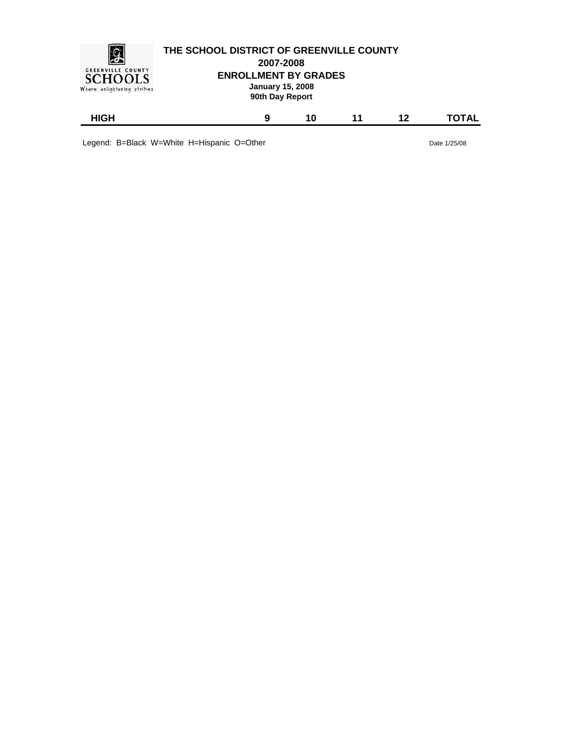**GREENVILLE COUNTY SCHOOLS**
Where enlightening strikes

# THE SCHOOL DISTRICT OF GREENVILLE COUNTY

## 2007-2008

## ENROLLMENT BY GRADES

**January 15, 2008**

**90th Day Report**

| HIGH | 9 | 10 | 11 | 12 | TOTAL |
|---|---|---|---|---|---|

Legend: B=Black W=White H=Hispanic O=Other

Date 1/25/08